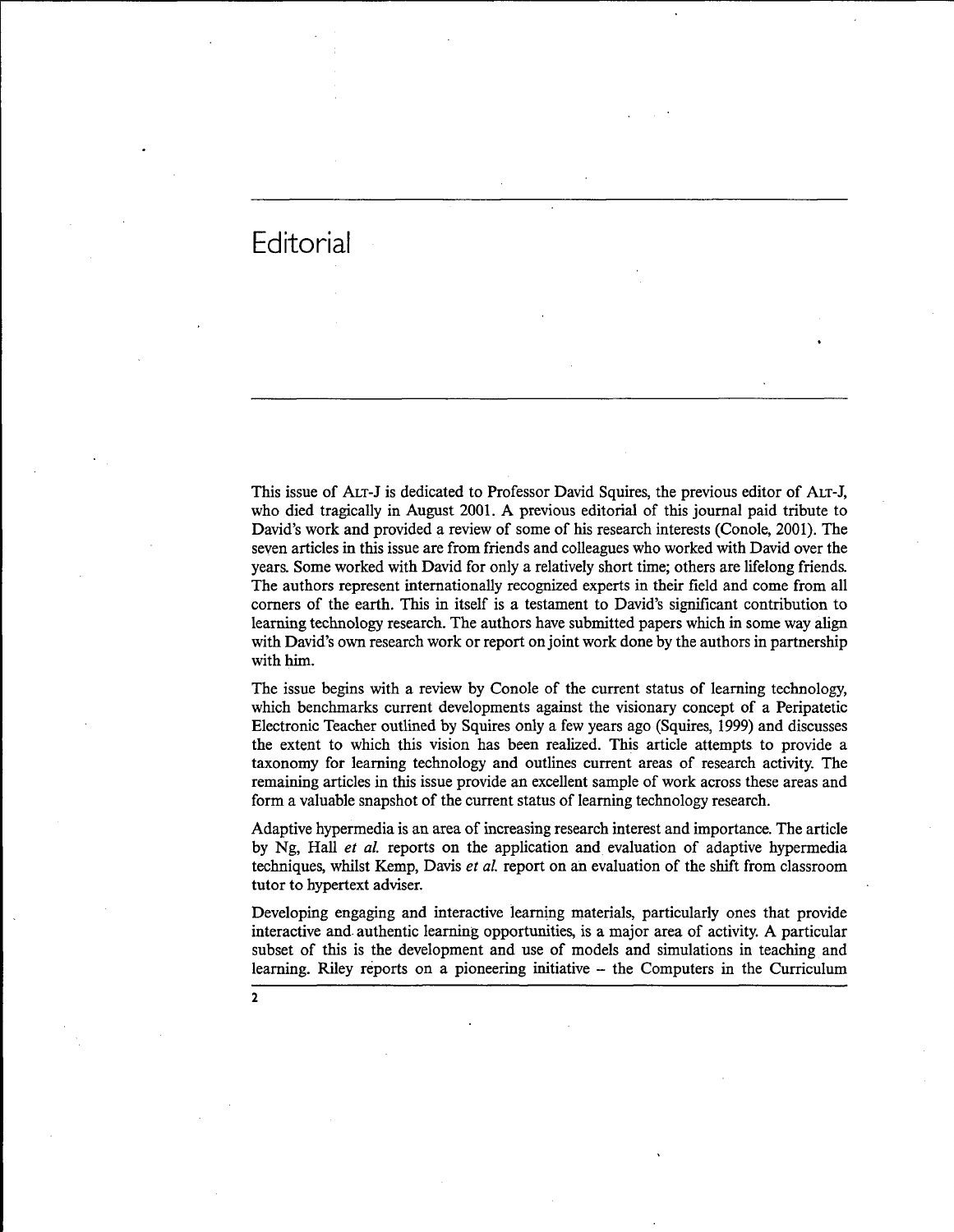# Editorial

This issue of ALT-J is dedicated to Professor David Squires, the previous editor of ALT-J, who died tragically in August 2001. A previous editorial of this journal paid tribute to David's work and provided a review of some of his research interests (Conole, 2001). The seven articles in this issue are from friends and colleagues who worked with David over the years. Some worked with David for only a relatively short time; others are lifelong friends. The authors represent internationally recognized experts in their field and come from all corners of the earth. This in itself is a testament to David's significant contribution to learning technology research. The authors have submitted papers which in some way align with David's own research work or report on joint work done by the authors in partnership with him.

The issue begins with a review by Conole of the current status of learning technology, which benchmarks current developments against the visionary concept of a Peripatetic Electronic Teacher outlined by Squires only a few years ago (Squires, 1999) and discusses the extent to which this vision has been realized. This article attempts to provide a taxonomy for learning technology and outlines current areas of research activity. The remaining articles in this issue provide an excellent sample of work across these areas and form a valuable snapshot of the current status of learning technology research.

Adaptive hypermedia is an area of increasing research interest and importance. The article by Ng, Hall *et al.* reports on the application and evaluation of adaptive hypermedia techniques, whilst Kemp, Davis *et al.* report on an evaluation of the shift from classroom tutor to hypertext adviser.

Developing engaging and interactive learning materials, particularly ones that provide interactive and authentic learning opportunities, is a major area of activity. A particular subset of this is the development and use of models and simulations in teaching and learning. Riley reports on a pioneering initiative – the Computers in the Curriculum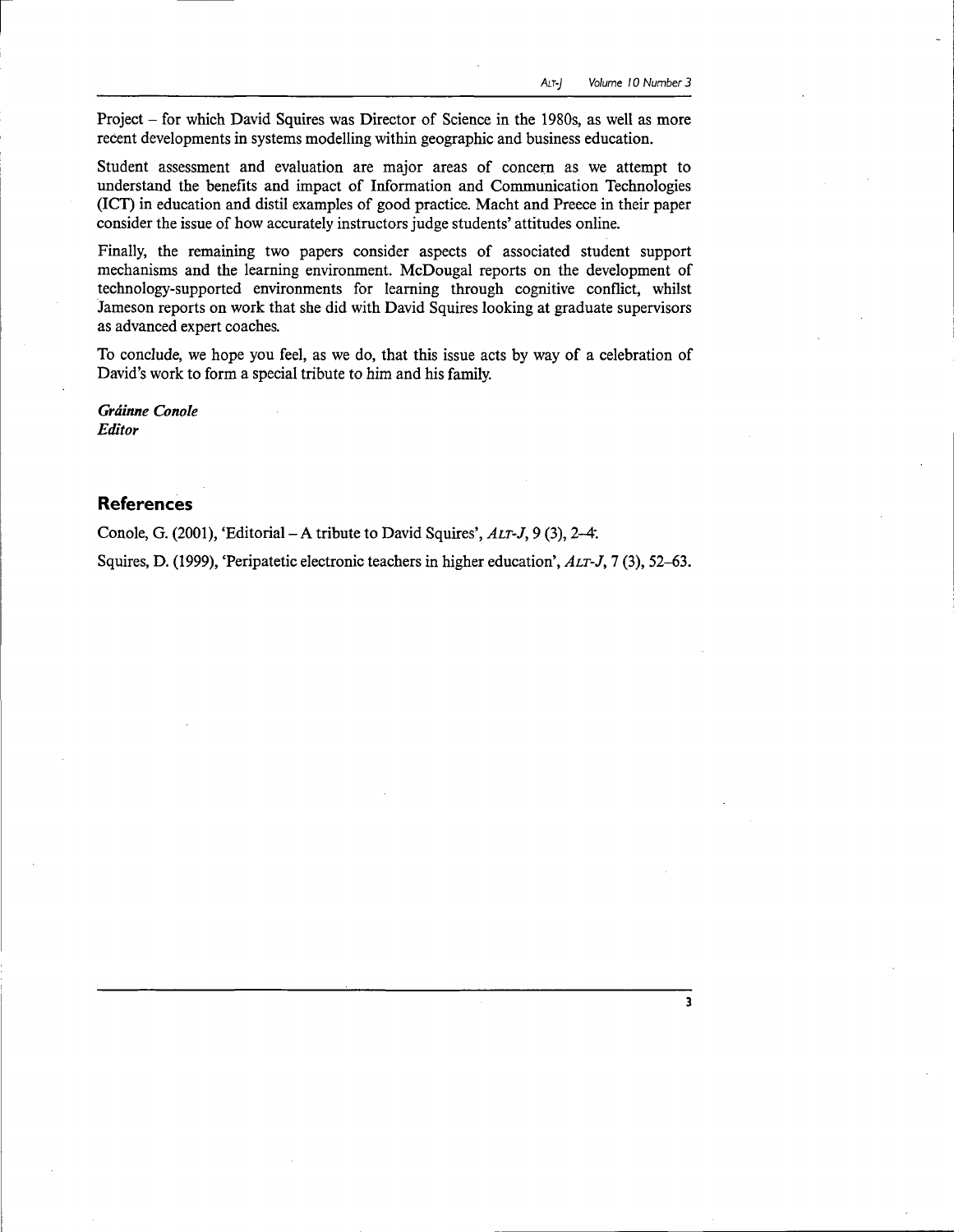Project – for which David Squires was Director of Science in the 1980s, as well as more recent developments in systems modelling within geographic and business education.

Student assessment and evaluation are major areas of concern as we attempt to understand the benefits and impact of Information and Communication Technologies (ICT) in education and distil examples of good practice. Macht and Preece in their paper consider the issue of how accurately instructors judge students' attitudes online.

Finally, the remaining two papers consider aspects of associated student support mechanisms and the learning environment. McDougal reports on the development of technology-supported environments for learning through cognitive conflict, whilst Jameson reports on work that she did with David Squires looking at graduate supervisors as advanced expert coaches.

To conclude, we hope you feel, as we do, that this issue acts by way of a celebration of David's work to form a special tribute to him and his family.

***Gráinne Conole***
***Editor***

## References

Conole, G. (2001), 'Editorial – A tribute to David Squires', *ALT-J*, 9 (3), 2–4.

Squires, D. (1999), 'Peripatetic electronic teachers in higher education', *ALT-J*, 7 (3), 52–63.